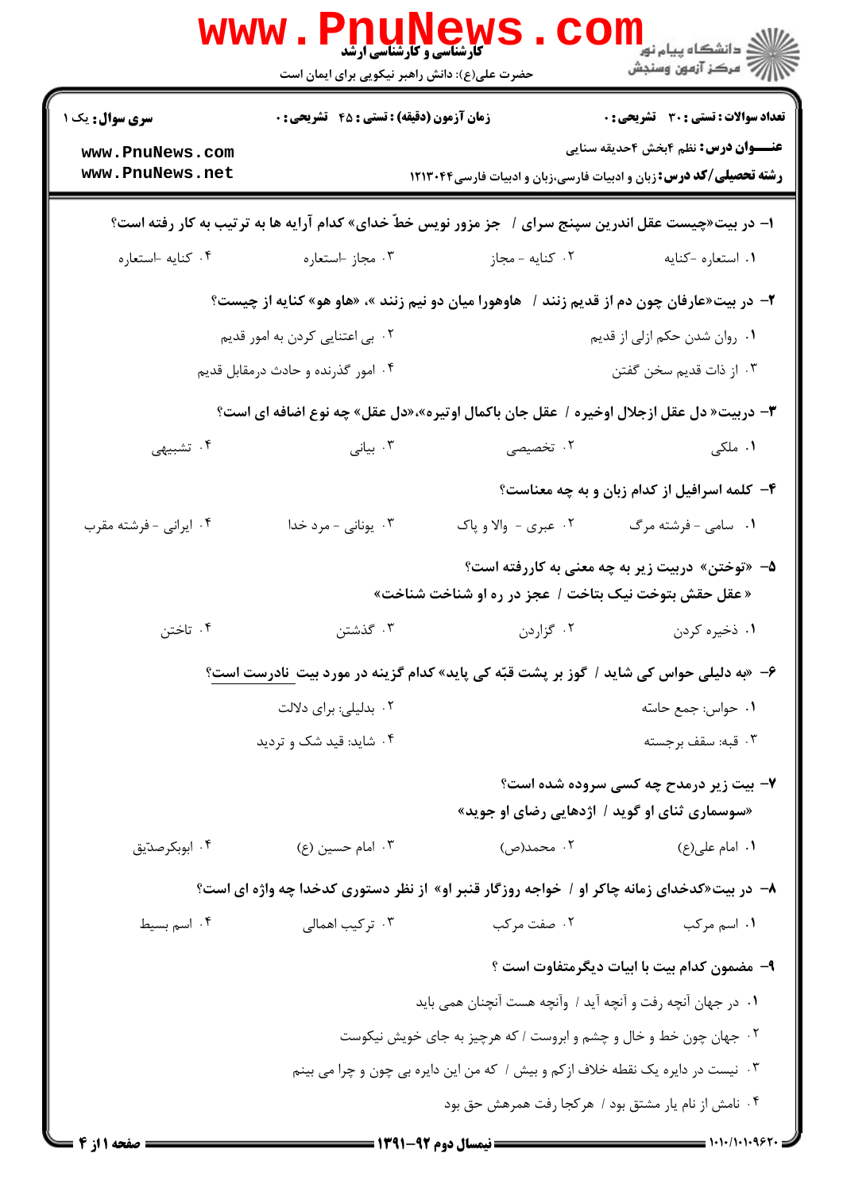کارشناسی و کارشناسی ارشد

حضرت علی(ع): دانش راهبر نیکویی برای ایمان است

دانشگاه پیام نور
مرکز آزمون وسنجش

**سری سوال:** یک ۱

**زمان آزمون (دقیقه) : تستی : ۴۵ تشریحی : ۰**

**تعداد سوالات : تستی : ۳۰ تشریحی : ۰**

**عنـــوان درس:** نظم ۴بخش ۴حدیقه سنایی

**رشته تحصیلی/کد درس:** زبان و ادبیات فارسی،زبان و ادبیات فارسی۱۲۱۳۰۴۴

www.PnuNews.com
www.PnuNews.net

**۱- در بیت«چیست عقل اندرین سپنج سرای / جز مزور نویس خطّ خدای» کدام آرایه ها به ترتیب به کار رفته است؟**

۱. استعاره -کنایه
۲. کنایه - مجاز
۳. مجاز -استعاره
۴. کنایه -استعاره

**۲- در بیت«عارفان چون دم از قدیم زنند / هاوهورا میان دو نیم زنند »، «هاو هو» کنایه از چیست؟**

۱. روان شدن حکم ازلی از قدیم
۲. بی اعتنایی کردن به امور قدیم
۳. از ذات قدیم سخن گفتن
۴. امور گذرنده و حادث درمقابل قدیم

**۳- دربیت« دل عقل ازجلال اوخیره / عقل جان باکمال اوتیره»،«دل عقل» چه نوع اضافه ای است؟**

۱. ملکی
۲. تخصیصی
۳. بیانی
۴. تشبیهی

**۴- کلمه اسرافیل از کدام زبان و به چه معناست؟**

۱. سامی - فرشته مرگ
۲. عبری - والا و پاک
۳. یونانی - مرد خدا
۴. ایرانی - فرشته مقرب

**۵- «توختن» دربیت زیر به چه معنی به کاررفته است؟**

«عقل حقش بتوخت نیک بتاخت / عجز در ره او شناخت شناخت»

۱. ذخیره کردن
۲. گزاردن
۳. گذشتن
۴. تاختن

**۶- «به دلیلی حواس کی شاید / گوز بر پشت قبّه کی پاید» کدام گزینه در مورد بیت نادرست است؟**

۱. حواس: جمع حاسّه
۲. بدلیلی: برای دلالت
۳. قبه: سقف برجسته
۴. شاید: قید شک و تردید

**۷- بیت زیر درمدح چه کسی سروده شده است؟**

«سوسماری ثنای او گوید / اژدهایی رضای او جوید»

۱. امام علی(ع)
۲. محمد(ص)
۳. امام حسین (ع)
۴. ابوبکرصدّیق

**۸- در بیت«کدخدای زمانه چاکر او / خواجه روزگار قنبر او» از نظر دستوری کدخدا چه واژه ای است؟**

۱. اسم مرکب
۲. صفت مرکب
۳. ترکیب اهمالی
۴. اسم بسیط

**۹- مضمون کدام بیت با ابیات دیگرمتفاوت است ؟**

۱. در جهان آنچه رفت و آنچه آید / وآنچه هست آنچنان همی باید
۲. جهان چون خط و خال و چشم و ابروست / که هرچیز به جای خویش نیکوست
۳. نیست در دایره یک نقطه خلاف ازکم و بیش / که من این دایره بی چون و چرا می بینم
۴. نامش از نام یار مشتق بود / هرکجا رفت همرهش حق بود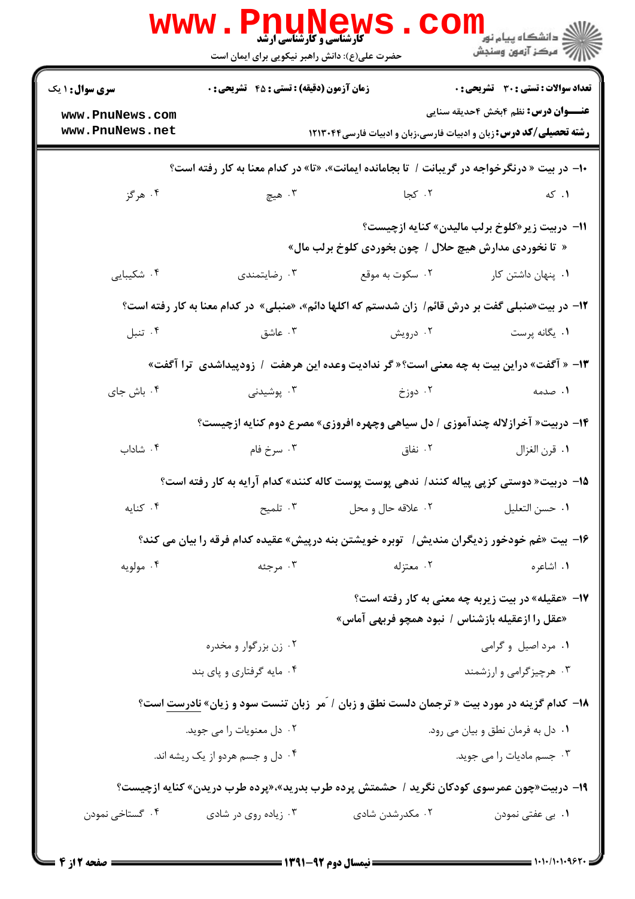سری سوال: ۱ یک | زمان آزمون (دقیقه): تستی: ۴۵ تشریحی: ۰ | تعداد سوالات: تستی: ۳۰ تشریحی: ۰

**عنـــوان درس:** نظم ۴بخش ۴حدیقه سنایی

**رشته تحصیلی/کد درس:** زبان و ادبیات فارسی،زبان و ادبیات فارسی۱۲۱۳۰۴۴

۱۰- در بیت « درنگرخواجه در گریبانت / تا بجامانده ایمانت»، «تا» در کدام معنا به کار رفته است؟

۱. که ۲. کجا ۳. هیچ ۴. هرگز

۱۱- دربیت زیر«کلوخ برلب مالیدن» کنایه ازچیست؟

« تا نخوردی مدارش هیچ حلال / چون بخوردی کلوخ برلب مال»

۱. پنهان داشتن کار ۲. سکوت به موقع ۳. رضایتمندی ۴. شکیبایی

۱۲- در بیت«منبلی گفت بر درش قائم/ زان شدستم که اکلها دائم»، «منبلی» در کدام معنا به کار رفته است؟

۱. یگانه پرست ۲. درویش ۳. عاشق ۴. تنبل

۱۳- « آگفت» دراین بیت به چه معنی است؟« گر ندادیت وعده این هرهفت / زودپیداشدی ترا آگفت»

۱. صدمه ۲. دوزخ ۳. پوشیدنی ۴. باش جای

۱۴- دربیت« آخرازلاله چندآموزی / دل سیاهی وچهره افروزی» مصرع دوم کنایه ازچیست؟

۱. قرن الغزال ۲. نفاق ۳. سرخ فام ۴. شاداب

۱۵- دربیت« دوستی کزپی پیاله کنند/ ندهی پوست پوست کاله کنند» کدام آرایه به کار رفته است؟

۱. حسن التعلیل ۲. علاقه حال و محل ۳. تلمیح ۴. کنایه

۱۶- بیت «غم خودخور زدیگران مندیش/ توبره خویشتن بنه درپیش» عقیده کدام فرقه را بیان می کند؟

۱. اشاعره ۲. معتزله ۳. مرجئه ۴. مولویه

۱۷- «عقیله» در بیت زیربه چه معنی به کار رفته است؟

«عقل را ازعقیله بازشناس / نبود همچو فربهی آماس»

۱. مرد اصیل و گرامی

۲. زن بزرگوار و مخدره

۳. هرچیزگرامی و ارزشمند

۴. مایه گرفتاری و پای بند

۱۸- کدام گزینه در مورد بیت « ترجمان دلست نطق و زبان / مَر زبان تنست سود و زیان» نادرست است؟

۱. دل به فرمان نطق و بیان می رود.

۲. دل معنویات را می جوید.

۳. جسم مادیات را می جوید.

۴. دل و جسم هردو از یک ریشه اند.

۱۹- دربیت«چون عمرسوی کودکان نگرید / حشمتش پرده طرب بدرید»،«پرده طرب دریدن» کنایه ازچیست؟

۱. بی عفتی نمودن ۲. مکدرشدن شادی ۳. زیاده روی در شادی ۴. گستاخی نمودن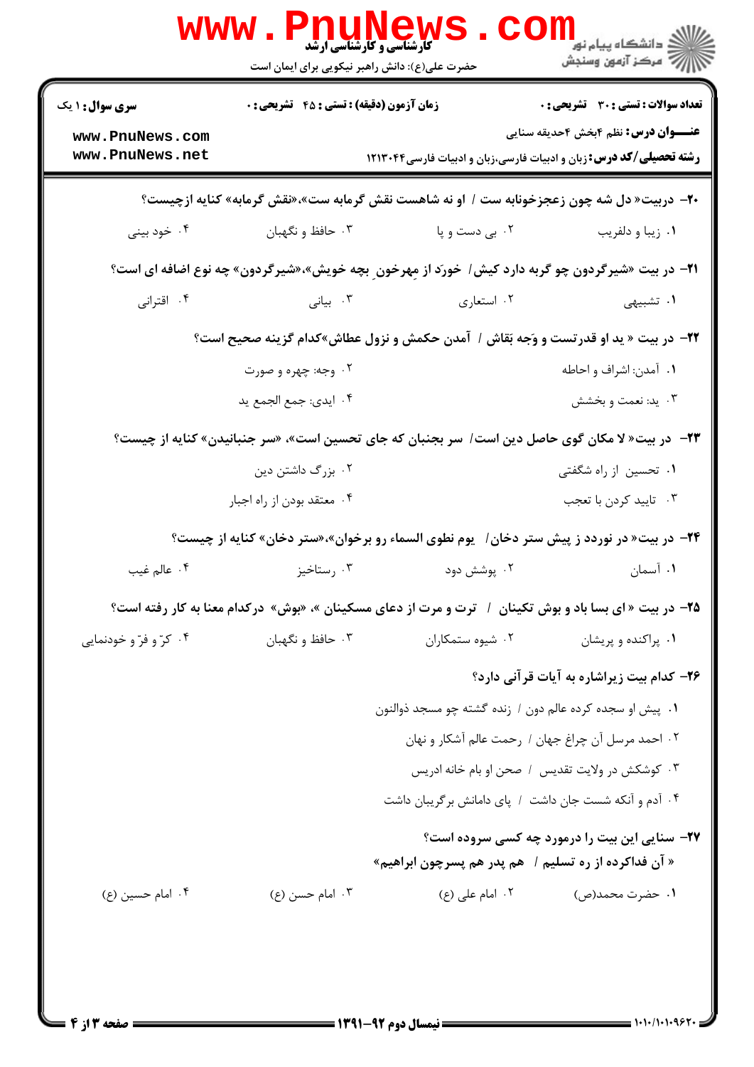**سری سوال:** ۱ یک

**زمان آزمون (دقیقه) : تستی : ۴۵ تشریحی : ۰**

**تعداد سوالات : تستی : ۳۰ تشریحی : ۰**

**عنـــوان درس:** نظم ۴بخش ۴حدیقه سنایی

**رشته تحصیلی/کد درس:** زبان و ادبیات فارسی،زبان و ادبیات فارسی۱۲۱۳۰۴۴

**۲۰-** دربیت« دل شه چون زعجزخونابه ست / او نه شاهست نقش گرمابه ست»،«نقش گرمابه» کنایه ازچیست؟

۱. زیبا و دلفریب
۲. بی دست و پا
۳. حافظ و نگهبان
۴. خود بینی

**۲۱-** در بیت «شیرگردون چو گربه دارد کیش/ خورَد از مِهرخونِ بچه خویش»،«شیرگردون» چه نوع اضافه ای است؟

۱. تشبیهی
۲. استعاری
۳. بیانی
۴. اقترانی

**۲۲-** در بیت « ید او قدرتست و وَجه بَقاش / آمدن حکمش و نزول عطاش»کدام گزینه صحیح است؟

۱. آمدن: اشراف و احاطه
۲. وجه: چهره و صورت
۳. ید: نعمت و بخشش
۴. ایدی: جمع الجمع ید

**۲۳-** در بیت« لا مکان گوی حاصل دین است/ سر بجنبان که جای تحسین است»، «سر جنبانیدن» کنایه از چیست؟

۱. تحسین از راه شگفتی
۲. بزرگ داشتن دین
۳. تایید کردن با تعجب
۴. معتقد بودن از راه اجبار

**۲۴-** در بیت« در نوردد ز پیش ستر دخان/ یوم نطوی السماء رو برخوان»،«ستر دخان» کنایه از چیست؟

۱. آسمان
۲. پوشش دود
۳. رستاخیز
۴. عالم غیب

**۲۵-** در بیت « ای بسا باد و بوش تکینان / ترت و مرت از دعای مسکینان »، «بوش» درکدام معنا به کار رفته است؟

۱. پراکنده و پریشان
۲. شیوه ستمکاران
۳. حافظ و نگهبان
۴. کرّ و فرّ و خودنمایی

**۲۶-** کدام بیت زیراشاره به آیات قرآنی دارد؟

۱. پیش او سجده کرده عالم دون / زنده گشته چو مسجد ذوالنون
۲. احمد مرسل آن چراغ جهان / رحمت عالم آشکار و نهان
۳. کوشکش در ولایت تقدیس / صحن او بام خانه ادریس
۴. آدم و آنکه شست جان داشت / پای دامانش برگریبان داشت

**۲۷-** سنایی این بیت را درمورد چه کسی سروده است؟

« آن فداکرده از ره تسلیم / هم پدر هم پسرچون ابراهیم»

۱. حضرت محمد(ص)
۲. امام علی (ع)
۳. امام حسن (ع)
۴. امام حسین (ع)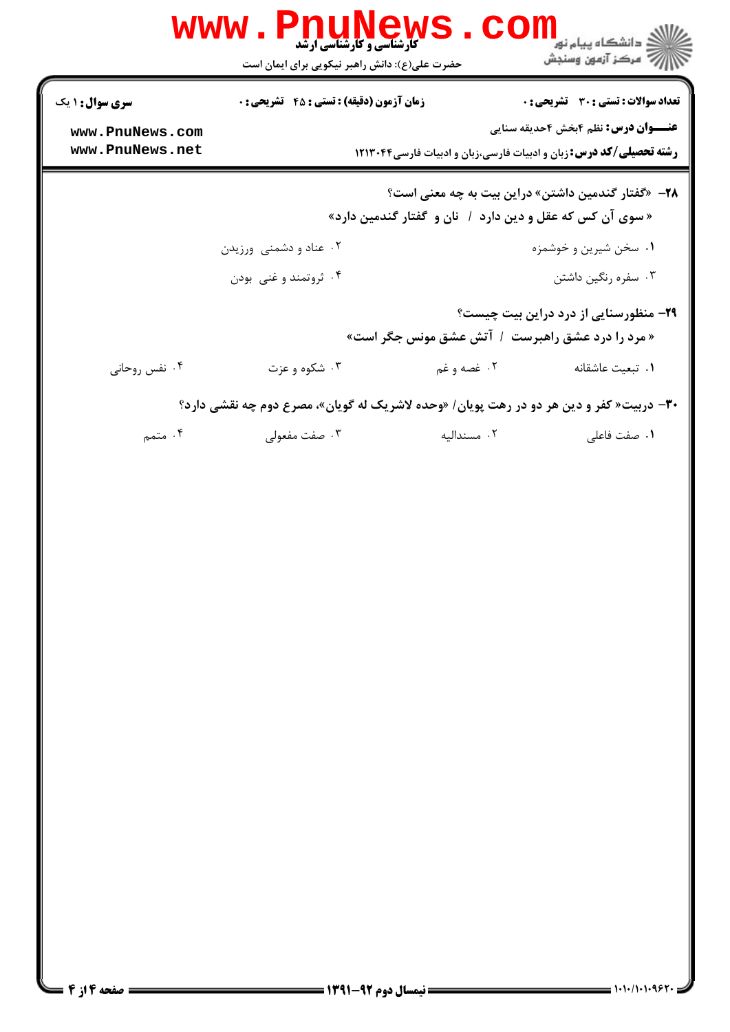**۲۸- «گفتار گندمین داشتن» دراین بیت به چه معنی است؟**

«سوی آن کس که عقل و دین دارد / نان و گفتار گندمین دارد»

۱. سخن شیرین و خوشمزه

۲. عناد و دشمنی ورزیدن

۳. سفره رنگین داشتن

۴. ثروتمند و غنی بودن

**۲۹- منظورسنایی از درد دراین بیت چیست؟**

«مرد را درد عشق راهبرست / آتش عشق مونس جگر است»

۱. تبعیت عاشقانه

۲. غصه و غم

۳. شکوه و عزت

۴. نفس روحانی

**۳۰- دربیت« کفر و دین هر دو در رهت پویان/ «وحده لاشریک له گویان»، مصرع دوم چه نقشی دارد؟**

۱. صفت فاعلی

۲. مسندالیه

۳. صفت مفعولی

۴. متمم